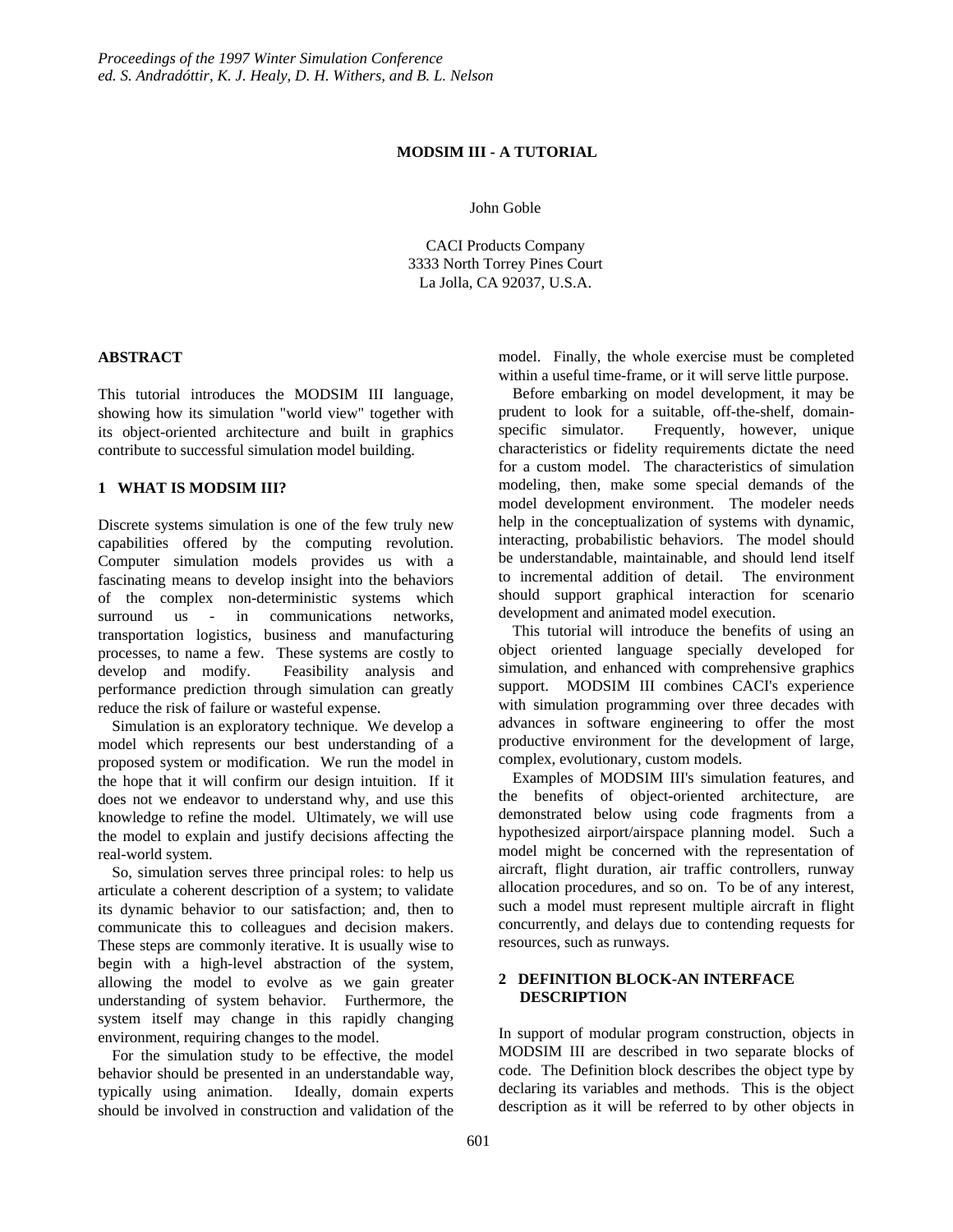*Proceedings of the 1997 Winter Simulation Conference*
*ed. S. Andradóttir, K. J. Healy, D. H. Withers, and B. L. Nelson*

# MODSIM III - A TUTORIAL

John Goble

CACI Products Company
3333 North Torrey Pines Court
La Jolla, CA 92037, U.S.A.

## ABSTRACT

This tutorial introduces the MODSIM III language, showing how its simulation "world view" together with its object-oriented architecture and built in graphics contribute to successful simulation model building.

## 1 WHAT IS MODSIM III?

Discrete systems simulation is one of the few truly new capabilities offered by the computing revolution. Computer simulation models provides us with a fascinating means to develop insight into the behaviors of the complex non-deterministic systems which surround us - in communications networks, transportation logistics, business and manufacturing processes, to name a few. These systems are costly to develop and modify. Feasibility analysis and performance prediction through simulation can greatly reduce the risk of failure or wasteful expense.

Simulation is an exploratory technique. We develop a model which represents our best understanding of a proposed system or modification. We run the model in the hope that it will confirm our design intuition. If it does not we endeavor to understand why, and use this knowledge to refine the model. Ultimately, we will use the model to explain and justify decisions affecting the real-world system.

So, simulation serves three principal roles: to help us articulate a coherent description of a system; to validate its dynamic behavior to our satisfaction; and, then to communicate this to colleagues and decision makers. These steps are commonly iterative. It is usually wise to begin with a high-level abstraction of the system, allowing the model to evolve as we gain greater understanding of system behavior. Furthermore, the system itself may change in this rapidly changing environment, requiring changes to the model.

For the simulation study to be effective, the model behavior should be presented in an understandable way, typically using animation. Ideally, domain experts should be involved in construction and validation of the model. Finally, the whole exercise must be completed within a useful time-frame, or it will serve little purpose.

Before embarking on model development, it may be prudent to look for a suitable, off-the-shelf, domain-specific simulator. Frequently, however, unique characteristics or fidelity requirements dictate the need for a custom model. The characteristics of simulation modeling, then, make some special demands of the model development environment. The modeler needs help in the conceptualization of systems with dynamic, interacting, probabilistic behaviors. The model should be understandable, maintainable, and should lend itself to incremental addition of detail. The environment should support graphical interaction for scenario development and animated model execution.

This tutorial will introduce the benefits of using an object oriented language specially developed for simulation, and enhanced with comprehensive graphics support. MODSIM III combines CACI's experience with simulation programming over three decades with advances in software engineering to offer the most productive environment for the development of large, complex, evolutionary, custom models.

Examples of MODSIM III's simulation features, and the benefits of object-oriented architecture, are demonstrated below using code fragments from a hypothesized airport/airspace planning model. Such a model might be concerned with the representation of aircraft, flight duration, air traffic controllers, runway allocation procedures, and so on. To be of any interest, such a model must represent multiple aircraft in flight concurrently, and delays due to contending requests for resources, such as runways.

## 2 DEFINITION BLOCK-AN INTERFACE DESCRIPTION

In support of modular program construction, objects in MODSIM III are described in two separate blocks of code. The Definition block describes the object type by declaring its variables and methods. This is the object description as it will be referred to by other objects in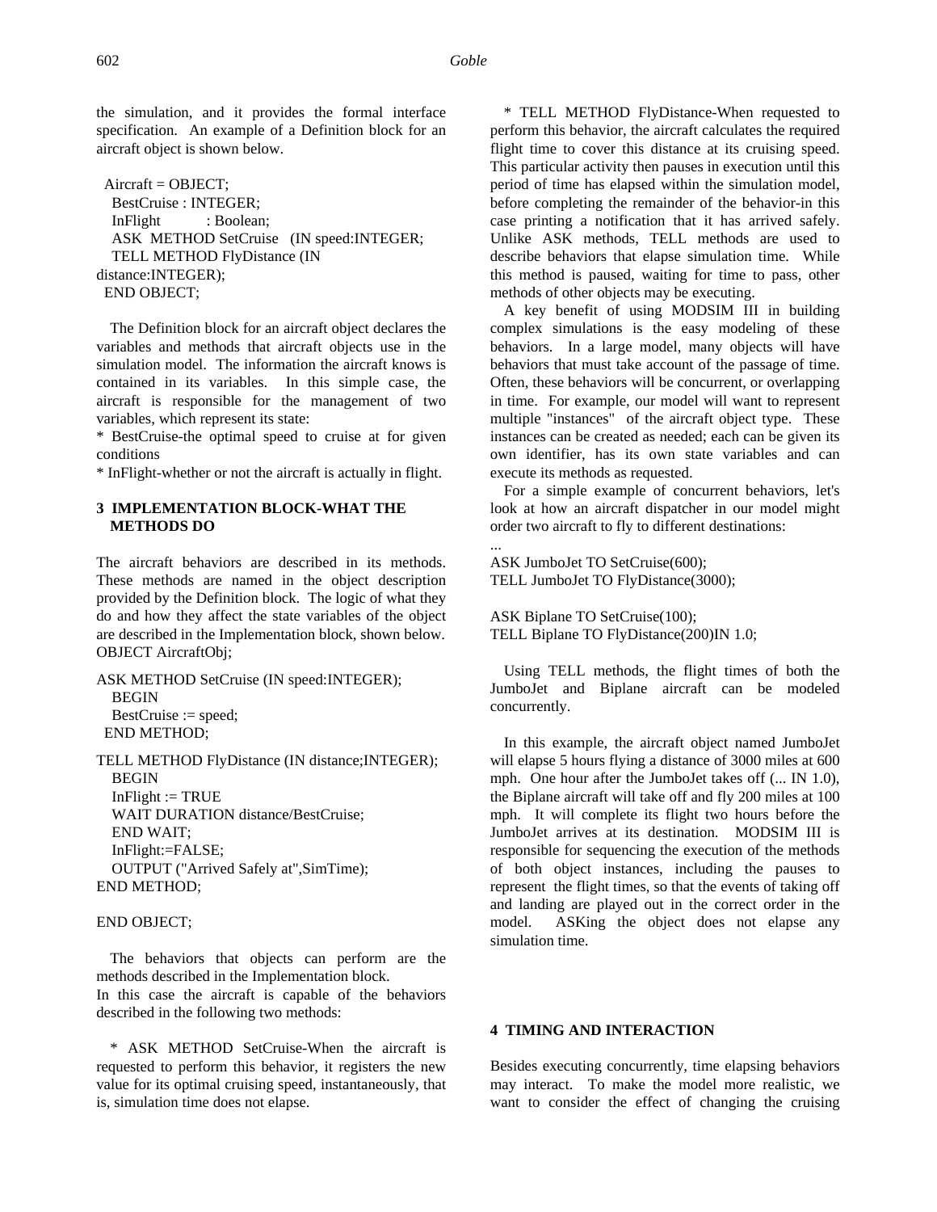the simulation, and it provides the formal interface specification. An example of a Definition block for an aircraft object is shown below.

```
 Aircraft = OBJECT;
   BestCruise : INTEGER;
   InFlight        : Boolean;
   ASK  METHOD SetCruise   (IN speed:INTEGER;
   TELL METHOD FlyDistance (IN
distance:INTEGER);
 END OBJECT;
```

The Definition block for an aircraft object declares the variables and methods that aircraft objects use in the simulation model. The information the aircraft knows is contained in its variables. In this simple case, the aircraft is responsible for the management of two variables, which represent its state:

* BestCruise-the optimal speed to cruise at for given conditions
* InFlight-whether or not the aircraft is actually in flight.

## 3 IMPLEMENTATION BLOCK-WHAT THE METHODS DO

The aircraft behaviors are described in its methods. These methods are named in the object description provided by the Definition block. The logic of what they do and how they affect the state variables of the object are described in the Implementation block, shown below.

```
OBJECT AircraftObj;

ASK METHOD SetCruise (IN speed:INTEGER);
   BEGIN
   BestCruise := speed;
 END METHOD;

TELL METHOD FlyDistance (IN distance;INTEGER);
   BEGIN
   InFlight := TRUE
   WAIT DURATION distance/BestCruise;
   END WAIT;
   InFlight:=FALSE;
   OUTPUT ("Arrived Safely at",SimTime);
END METHOD;

END OBJECT;
```

The behaviors that objects can perform are the methods described in the Implementation block.

In this case the aircraft is capable of the behaviors described in the following two methods:

* ASK METHOD SetCruise-When the aircraft is requested to perform this behavior, it registers the new value for its optimal cruising speed, instantaneously, that is, simulation time does not elapse.

* TELL METHOD FlyDistance-When requested to perform this behavior, the aircraft calculates the required flight time to cover this distance at its cruising speed. This particular activity then pauses in execution until this period of time has elapsed within the simulation model, before completing the remainder of the behavior-in this case printing a notification that it has arrived safely. Unlike ASK methods, TELL methods are used to describe behaviors that elapse simulation time. While this method is paused, waiting for time to pass, other methods of other objects may be executing.

A key benefit of using MODSIM III in building complex simulations is the easy modeling of these behaviors. In a large model, many objects will have behaviors that must take account of the passage of time. Often, these behaviors will be concurrent, or overlapping in time. For example, our model will want to represent multiple "instances" of the aircraft object type. These instances can be created as needed; each can be given its own identifier, has its own state variables and can execute its methods as requested.

For a simple example of concurrent behaviors, let's look at how an aircraft dispatcher in our model might order two aircraft to fly to different destinations:

```
...
ASK JumboJet TO SetCruise(600);
TELL JumboJet TO FlyDistance(3000);

ASK Biplane TO SetCruise(100);
TELL Biplane TO FlyDistance(200)IN 1.0;
```

Using TELL methods, the flight times of both the JumboJet and Biplane aircraft can be modeled concurrently.

In this example, the aircraft object named JumboJet will elapse 5 hours flying a distance of 3000 miles at 600 mph. One hour after the JumboJet takes off (... IN 1.0), the Biplane aircraft will take off and fly 200 miles at 100 mph. It will complete its flight two hours before the JumboJet arrives at its destination. MODSIM III is responsible for sequencing the execution of the methods of both object instances, including the pauses to represent the flight times, so that the events of taking off and landing are played out in the correct order in the model. ASKing the object does not elapse any simulation time.

## 4 TIMING AND INTERACTION

Besides executing concurrently, time elapsing behaviors may interact. To make the model more realistic, we want to consider the effect of changing the cruising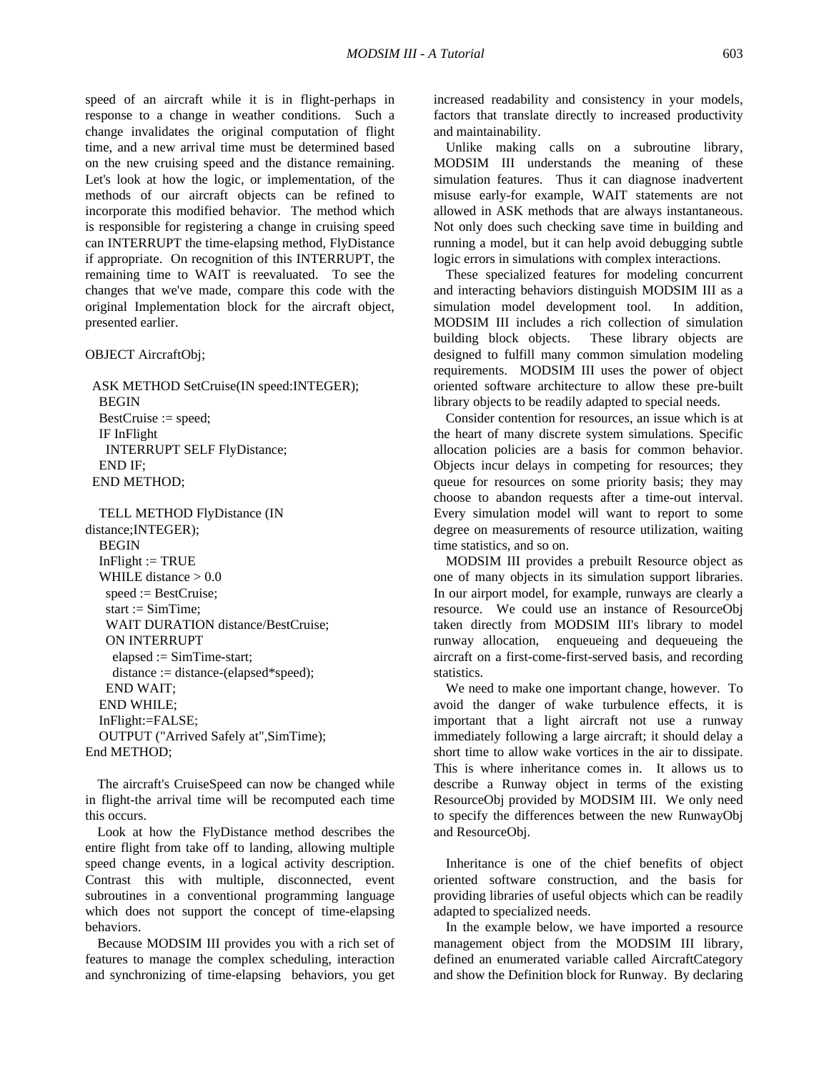speed of an aircraft while it is in flight-perhaps in response to a change in weather conditions. Such a change invalidates the original computation of flight time, and a new arrival time must be determined based on the new cruising speed and the distance remaining. Let's look at how the logic, or implementation, of the methods of our aircraft objects can be refined to incorporate this modified behavior. The method which is responsible for registering a change in cruising speed can INTERRUPT the time-elapsing method, FlyDistance if appropriate. On recognition of this INTERRUPT, the remaining time to WAIT is reevaluated. To see the changes that we've made, compare this code with the original Implementation block for the aircraft object, presented earlier.

```
OBJECT AircraftObj;

  ASK METHOD SetCruise(IN speed:INTEGER);
   BEGIN
   BestCruise := speed;
   IF InFlight
     INTERRUPT SELF FlyDistance;
   END IF;
  END METHOD;

   TELL METHOD FlyDistance (IN
distance;INTEGER);
   BEGIN
   InFlight := TRUE
   WHILE distance > 0.0
     speed := BestCruise;
     start := SimTime;
     WAIT DURATION distance/BestCruise;
     ON INTERRUPT
       elapsed := SimTime-start;
       distance := distance-(elapsed*speed);
     END WAIT;
   END WHILE;
   InFlight:=FALSE;
   OUTPUT ("Arrived Safely at",SimTime);
End METHOD;
```

The aircraft's CruiseSpeed can now be changed while in flight-the arrival time will be recomputed each time this occurs.

Look at how the FlyDistance method describes the entire flight from take off to landing, allowing multiple speed change events, in a logical activity description. Contrast this with multiple, disconnected, event subroutines in a conventional programming language which does not support the concept of time-elapsing behaviors.

Because MODSIM III provides you with a rich set of features to manage the complex scheduling, interaction and synchronizing of time-elapsing behaviors, you get increased readability and consistency in your models, factors that translate directly to increased productivity and maintainability.

Unlike making calls on a subroutine library, MODSIM III understands the meaning of these simulation features. Thus it can diagnose inadvertent misuse early-for example, WAIT statements are not allowed in ASK methods that are always instantaneous. Not only does such checking save time in building and running a model, but it can help avoid debugging subtle logic errors in simulations with complex interactions.

These specialized features for modeling concurrent and interacting behaviors distinguish MODSIM III as a simulation model development tool. In addition, MODSIM III includes a rich collection of simulation building block objects. These library objects are designed to fulfill many common simulation modeling requirements. MODSIM III uses the power of object oriented software architecture to allow these pre-built library objects to be readily adapted to special needs.

Consider contention for resources, an issue which is at the heart of many discrete system simulations. Specific allocation policies are a basis for common behavior. Objects incur delays in competing for resources; they queue for resources on some priority basis; they may choose to abandon requests after a time-out interval. Every simulation model will want to report to some degree on measurements of resource utilization, waiting time statistics, and so on.

MODSIM III provides a prebuilt Resource object as one of many objects in its simulation support libraries. In our airport model, for example, runways are clearly a resource. We could use an instance of ResourceObj taken directly from MODSIM III's library to model runway allocation, enqueueing and dequeueing the aircraft on a first-come-first-served basis, and recording statistics.

We need to make one important change, however. To avoid the danger of wake turbulence effects, it is important that a light aircraft not use a runway immediately following a large aircraft; it should delay a short time to allow wake vortices in the air to dissipate. This is where inheritance comes in. It allows us to describe a Runway object in terms of the existing ResourceObj provided by MODSIM III. We only need to specify the differences between the new RunwayObj and ResourceObj.

Inheritance is one of the chief benefits of object oriented software construction, and the basis for providing libraries of useful objects which can be readily adapted to specialized needs.

In the example below, we have imported a resource management object from the MODSIM III library, defined an enumerated variable called AircraftCategory and show the Definition block for Runway. By declaring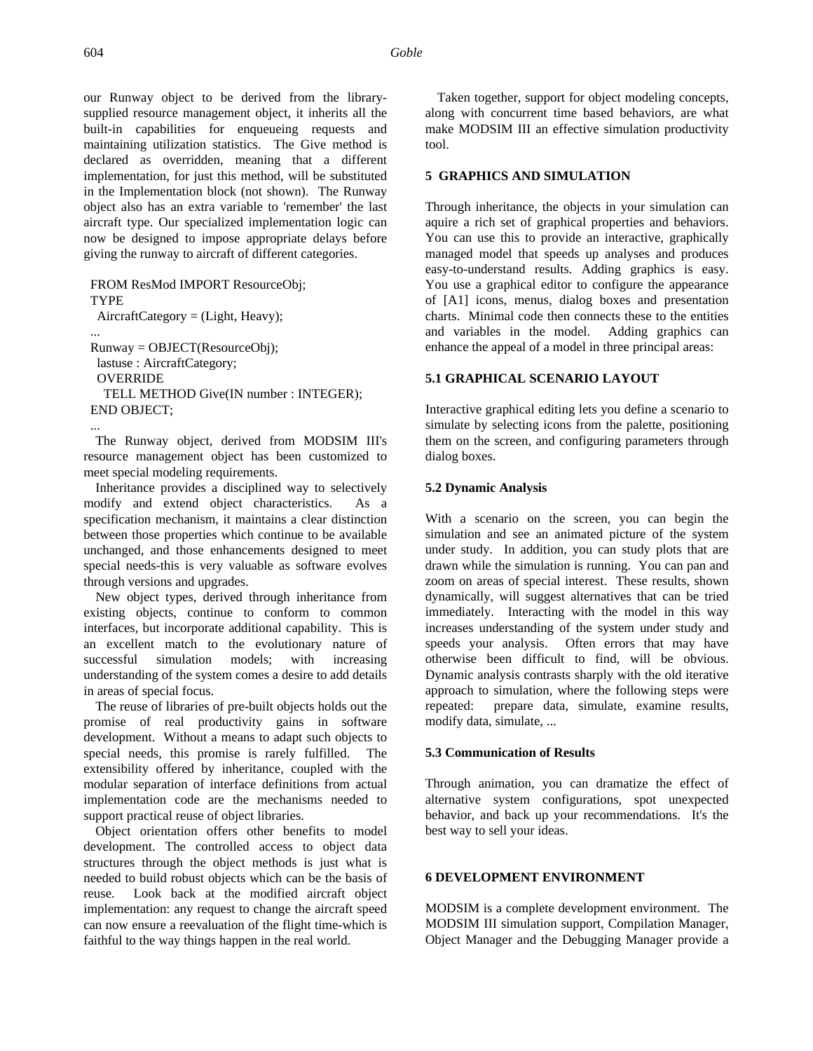our Runway object to be derived from the library-supplied resource management object, it inherits all the built-in capabilities for enqueueing requests and maintaining utilization statistics. The Give method is declared as overridden, meaning that a different implementation, for just this method, will be substituted in the Implementation block (not shown). The Runway object also has an extra variable to 'remember' the last aircraft type. Our specialized implementation logic can now be designed to impose appropriate delays before giving the runway to aircraft of different categories.

```
FROM ResMod IMPORT ResourceObj;
TYPE
  AircraftCategory = (Light, Heavy);
...
Runway = OBJECT(ResourceObj);
  lastuse : AircraftCategory;
  OVERRIDE
    TELL METHOD Give(IN number : INTEGER);
END OBJECT;
...
```

The Runway object, derived from MODSIM III's resource management object has been customized to meet special modeling requirements.

Inheritance provides a disciplined way to selectively modify and extend object characteristics. As a specification mechanism, it maintains a clear distinction between those properties which continue to be available unchanged, and those enhancements designed to meet special needs-this is very valuable as software evolves through versions and upgrades.

New object types, derived through inheritance from existing objects, continue to conform to common interfaces, but incorporate additional capability. This is an excellent match to the evolutionary nature of successful simulation models; with increasing understanding of the system comes a desire to add details in areas of special focus.

The reuse of libraries of pre-built objects holds out the promise of real productivity gains in software development. Without a means to adapt such objects to special needs, this promise is rarely fulfilled. The extensibility offered by inheritance, coupled with the modular separation of interface definitions from actual implementation code are the mechanisms needed to support practical reuse of object libraries.

Object orientation offers other benefits to model development. The controlled access to object data structures through the object methods is just what is needed to build robust objects which can be the basis of reuse. Look back at the modified aircraft object implementation: any request to change the aircraft speed can now ensure a reevaluation of the flight time-which is faithful to the way things happen in the real world.

Taken together, support for object modeling concepts, along with concurrent time based behaviors, are what make MODSIM III an effective simulation productivity tool.

## 5 GRAPHICS AND SIMULATION

Through inheritance, the objects in your simulation can aquire a rich set of graphical properties and behaviors. You can use this to provide an interactive, graphically managed model that speeds up analyses and produces easy-to-understand results. Adding graphics is easy. You use a graphical editor to configure the appearance of [A1] icons, menus, dialog boxes and presentation charts. Minimal code then connects these to the entities and variables in the model. Adding graphics can enhance the appeal of a model in three principal areas:

### 5.1 GRAPHICAL SCENARIO LAYOUT

Interactive graphical editing lets you define a scenario to simulate by selecting icons from the palette, positioning them on the screen, and configuring parameters through dialog boxes.

### 5.2 Dynamic Analysis

With a scenario on the screen, you can begin the simulation and see an animated picture of the system under study. In addition, you can study plots that are drawn while the simulation is running. You can pan and zoom on areas of special interest. These results, shown dynamically, will suggest alternatives that can be tried immediately. Interacting with the model in this way increases understanding of the system under study and speeds your analysis. Often errors that may have otherwise been difficult to find, will be obvious. Dynamic analysis contrasts sharply with the old iterative approach to simulation, where the following steps were repeated: prepare data, simulate, examine results, modify data, simulate, ...

### 5.3 Communication of Results

Through animation, you can dramatize the effect of alternative system configurations, spot unexpected behavior, and back up your recommendations. It's the best way to sell your ideas.

## 6 DEVELOPMENT ENVIRONMENT

MODSIM is a complete development environment. The MODSIM III simulation support, Compilation Manager, Object Manager and the Debugging Manager provide a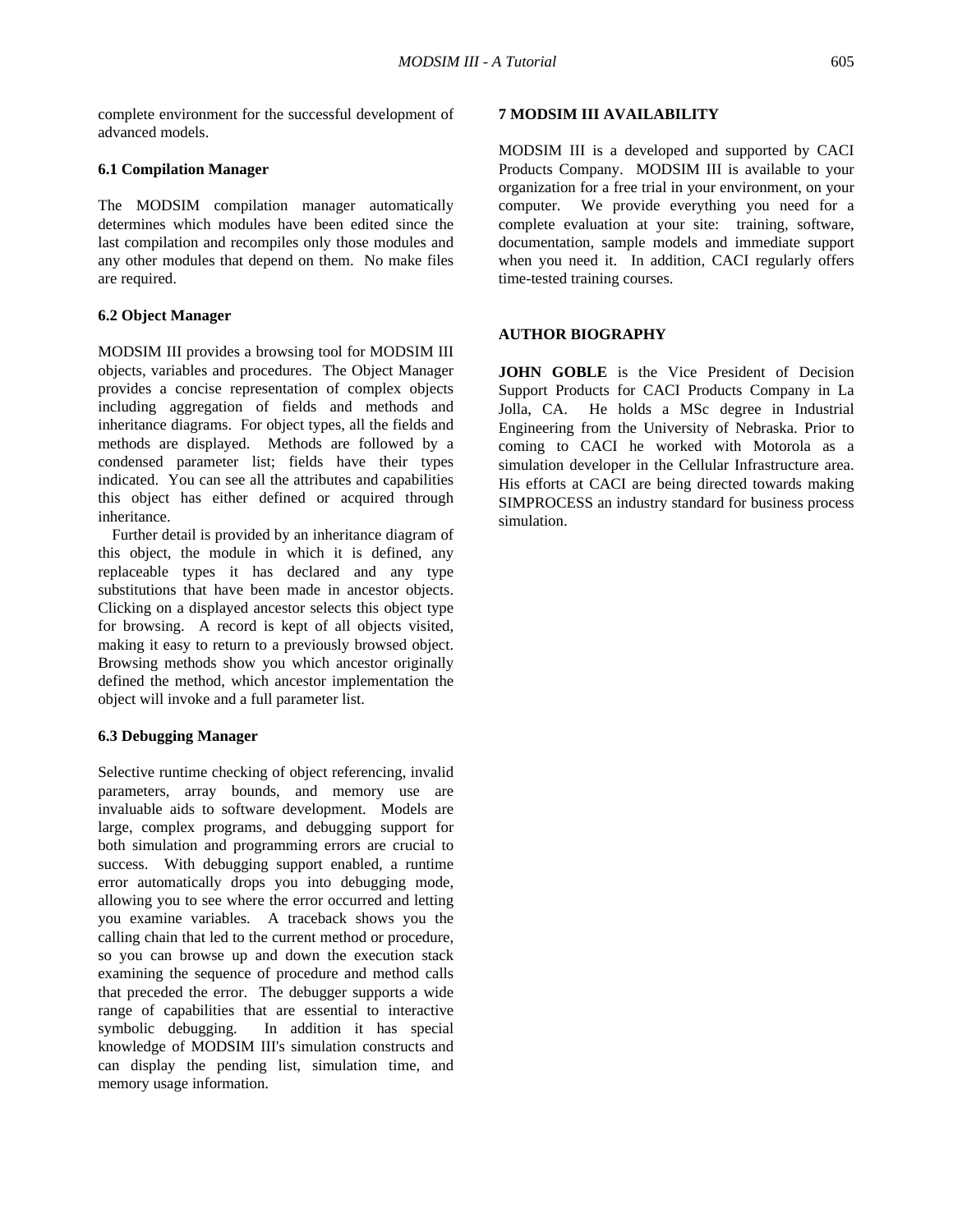complete environment for the successful development of advanced models.

### 6.1 Compilation Manager

The MODSIM compilation manager automatically determines which modules have been edited since the last compilation and recompiles only those modules and any other modules that depend on them. No make files are required.

### 6.2 Object Manager

MODSIM III provides a browsing tool for MODSIM III objects, variables and procedures. The Object Manager provides a concise representation of complex objects including aggregation of fields and methods and inheritance diagrams. For object types, all the fields and methods are displayed. Methods are followed by a condensed parameter list; fields have their types indicated. You can see all the attributes and capabilities this object has either defined or acquired through inheritance.

Further detail is provided by an inheritance diagram of this object, the module in which it is defined, any replaceable types it has declared and any type substitutions that have been made in ancestor objects. Clicking on a displayed ancestor selects this object type for browsing. A record is kept of all objects visited, making it easy to return to a previously browsed object. Browsing methods show you which ancestor originally defined the method, which ancestor implementation the object will invoke and a full parameter list.

### 6.3 Debugging Manager

Selective runtime checking of object referencing, invalid parameters, array bounds, and memory use are invaluable aids to software development. Models are large, complex programs, and debugging support for both simulation and programming errors are crucial to success. With debugging support enabled, a runtime error automatically drops you into debugging mode, allowing you to see where the error occurred and letting you examine variables. A traceback shows you the calling chain that led to the current method or procedure, so you can browse up and down the execution stack examining the sequence of procedure and method calls that preceded the error. The debugger supports a wide range of capabilities that are essential to interactive symbolic debugging. In addition it has special knowledge of MODSIM III's simulation constructs and can display the pending list, simulation time, and memory usage information.

## 7 MODSIM III AVAILABILITY

MODSIM III is a developed and supported by CACI Products Company. MODSIM III is available to your organization for a free trial in your environment, on your computer. We provide everything you need for a complete evaluation at your site: training, software, documentation, sample models and immediate support when you need it. In addition, CACI regularly offers time-tested training courses.

## AUTHOR BIOGRAPHY

**JOHN GOBLE** is the Vice President of Decision Support Products for CACI Products Company in La Jolla, CA. He holds a MSc degree in Industrial Engineering from the University of Nebraska. Prior to coming to CACI he worked with Motorola as a simulation developer in the Cellular Infrastructure area. His efforts at CACI are being directed towards making SIMPROCESS an industry standard for business process simulation.